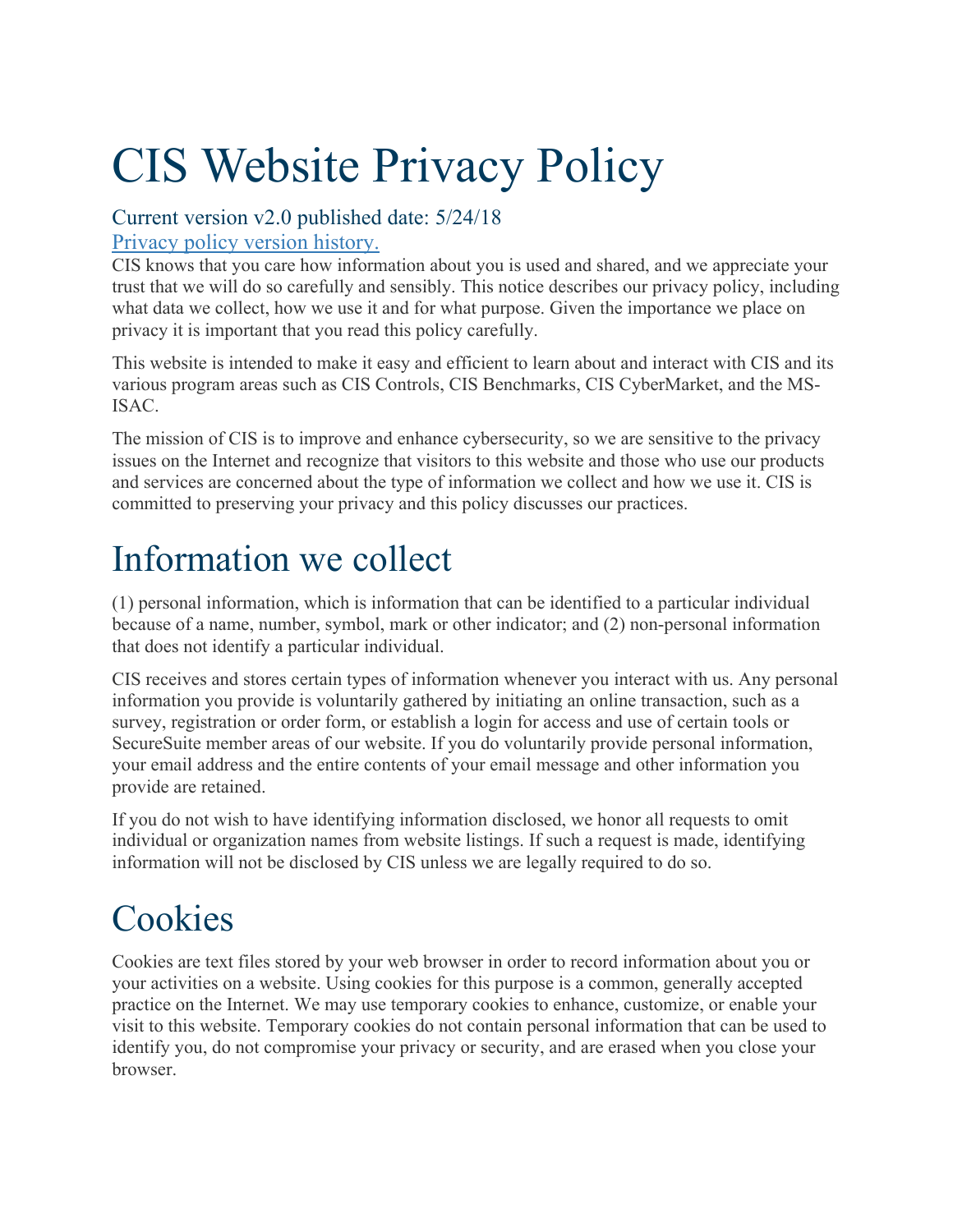# CIS Website Privacy Policy

Current version v2.0 published date: 5/24/18

[Privacy policy version history.]

CIS knows that you care how information about you is used and shared, and we appreciate your trust that we will do so carefully and sensibly. This notice describes our privacy policy, including what data we collect, how we use it and for what purpose. Given the importance we place on privacy it is important that you read this policy carefully.

This website is intended to make it easy and efficient to learn about and interact with CIS and its various program areas such as CIS Controls, CIS Benchmarks, CIS CyberMarket, and the MS-ISAC.

The mission of CIS is to improve and enhance cybersecurity, so we are sensitive to the privacy issues on the Internet and recognize that visitors to this website and those who use our products and services are concerned about the type of information we collect and how we use it. CIS is committed to preserving your privacy and this policy discusses our practices.

# Information we collect

(1) personal information, which is information that can be identified to a particular individual because of a name, number, symbol, mark or other indicator; and (2) non-personal information that does not identify a particular individual.

CIS receives and stores certain types of information whenever you interact with us. Any personal information you provide is voluntarily gathered by initiating an online transaction, such as a survey, registration or order form, or establish a login for access and use of certain tools or SecureSuite member areas of our website. If you do voluntarily provide personal information, your email address and the entire contents of your email message and other information you provide are retained.

If you do not wish to have identifying information disclosed, we honor all requests to omit individual or organization names from website listings. If such a request is made, identifying information will not be disclosed by CIS unless we are legally required to do so.

# Cookies

Cookies are text files stored by your web browser in order to record information about you or your activities on a website. Using cookies for this purpose is a common, generally accepted practice on the Internet. We may use temporary cookies to enhance, customize, or enable your visit to this website. Temporary cookies do not contain personal information that can be used to identify you, do not compromise your privacy or security, and are erased when you close your browser.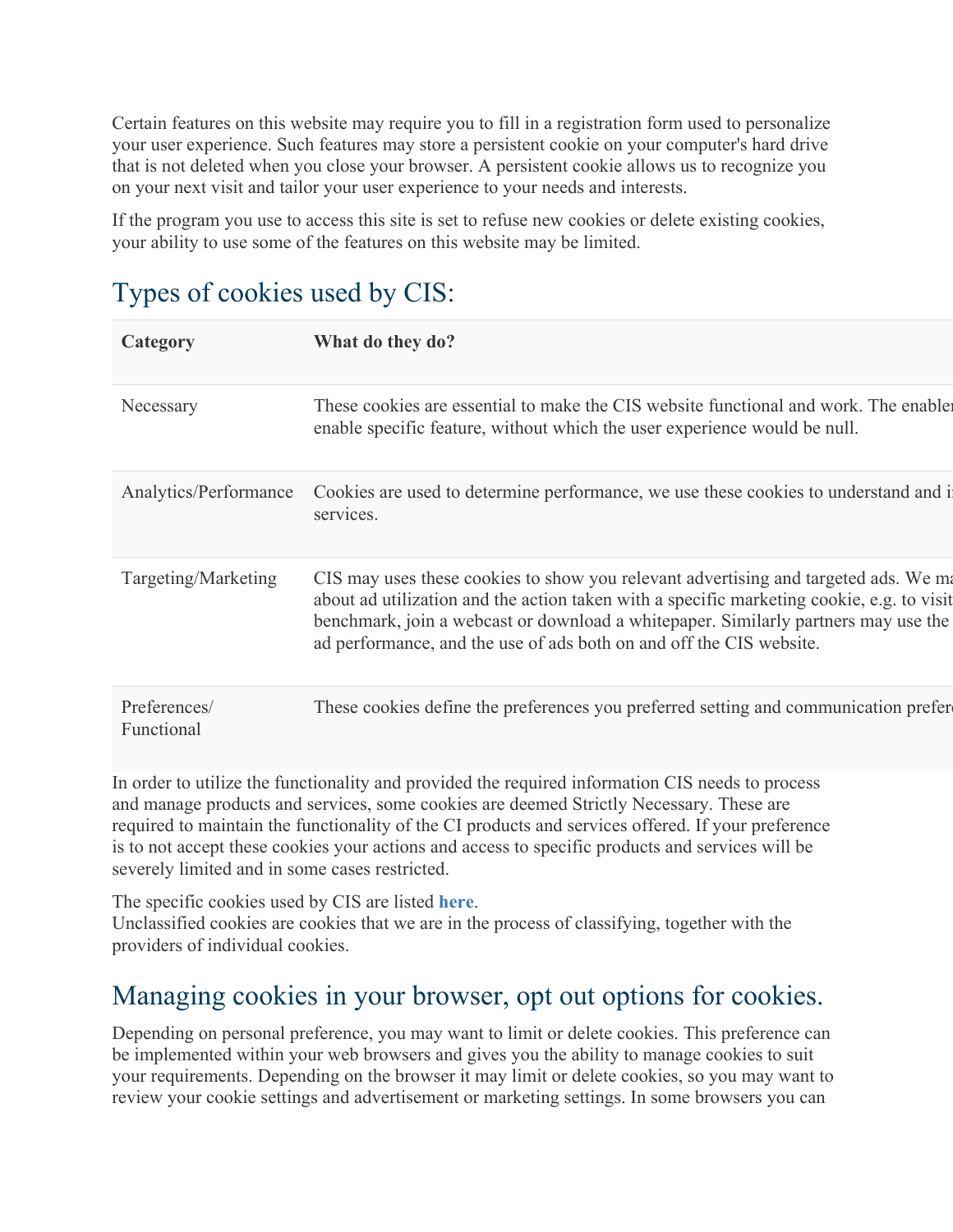Certain features on this website may require you to fill in a registration form used to personalize your user experience. Such features may store a persistent cookie on your computer's hard drive that is not deleted when you close your browser. A persistent cookie allows us to recognize you on your next visit and tailor your user experience to your needs and interests.

If the program you use to access this site is set to refuse new cookies or delete existing cookies, your ability to use some of the features on this website may be limited.

## Types of cookies used by CIS:

| Category | What do they do? |
|---|---|
| Necessary | These cookies are essential to make the CIS website functional and work. The enable enable specific feature, without which the user experience would be null. |
| Analytics/Performance | Cookies are used to determine performance, we use these cookies to understand and i services. |
| Targeting/Marketing | CIS may uses these cookies to show you relevant advertising and targeted ads. We ma about ad utilization and the action taken with a specific marketing cookie, e.g. to visit benchmark, join a webcast or download a whitepaper. Similarly partners may use the ad performance, and the use of ads both on and off the CIS website. |
| Preferences/ Functional | These cookies define the preferences you preferred setting and communication prefer |

In order to utilize the functionality and provided the required information CIS needs to process and manage products and services, some cookies are deemed Strictly Necessary. These are required to maintain the functionality of the CI products and services offered. If your preference is to not accept these cookies your actions and access to specific products and services will be severely limited and in some cases restricted.

The specific cookies used by CIS are listed **here**.
Unclassified cookies are cookies that we are in the process of classifying, together with the providers of individual cookies.

## Managing cookies in your browser, opt out options for cookies.

Depending on personal preference, you may want to limit or delete cookies. This preference can be implemented within your web browsers and gives you the ability to manage cookies to suit your requirements. Depending on the browser it may limit or delete cookies, so you may want to review your cookie settings and advertisement or marketing settings. In some browsers you can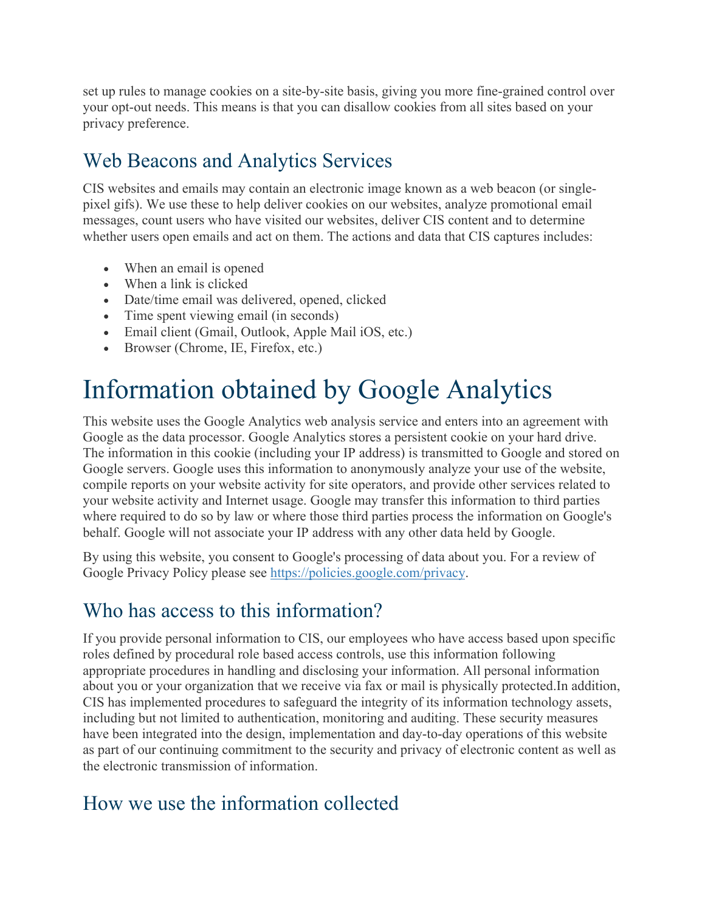set up rules to manage cookies on a site-by-site basis, giving you more fine-grained control over your opt-out needs. This means is that you can disallow cookies from all sites based on your privacy preference.

## Web Beacons and Analytics Services

CIS websites and emails may contain an electronic image known as a web beacon (or single-pixel gifs). We use these to help deliver cookies on our websites, analyze promotional email messages, count users who have visited our websites, deliver CIS content and to determine whether users open emails and act on them. The actions and data that CIS captures includes:

- When an email is opened
- When a link is clicked
- Date/time email was delivered, opened, clicked
- Time spent viewing email (in seconds)
- Email client (Gmail, Outlook, Apple Mail iOS, etc.)
- Browser (Chrome, IE, Firefox, etc.)

# Information obtained by Google Analytics

This website uses the Google Analytics web analysis service and enters into an agreement with Google as the data processor. Google Analytics stores a persistent cookie on your hard drive. The information in this cookie (including your IP address) is transmitted to Google and stored on Google servers. Google uses this information to anonymously analyze your use of the website, compile reports on your website activity for site operators, and provide other services related to your website activity and Internet usage. Google may transfer this information to third parties where required to do so by law or where those third parties process the information on Google's behalf. Google will not associate your IP address with any other data held by Google.

By using this website, you consent to Google's processing of data about you. For a review of Google Privacy Policy please see [https://policies.google.com/privacy](https://policies.google.com/privacy).

## Who has access to this information?

If you provide personal information to CIS, our employees who have access based upon specific roles defined by procedural role based access controls, use this information following appropriate procedures in handling and disclosing your information. All personal information about you or your organization that we receive via fax or mail is physically protected.In addition, CIS has implemented procedures to safeguard the integrity of its information technology assets, including but not limited to authentication, monitoring and auditing. These security measures have been integrated into the design, implementation and day-to-day operations of this website as part of our continuing commitment to the security and privacy of electronic content as well as the electronic transmission of information.

## How we use the information collected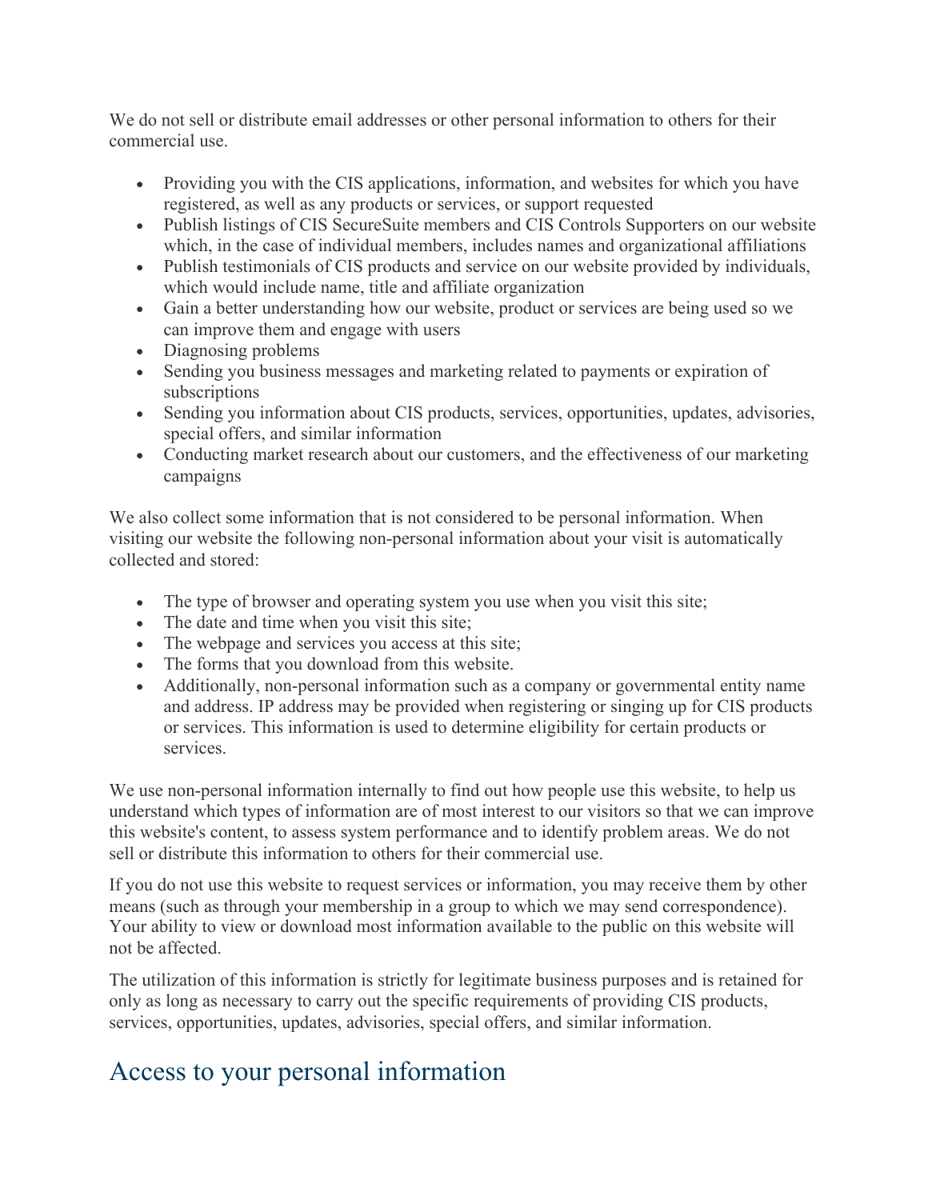We do not sell or distribute email addresses or other personal information to others for their commercial use.

- Providing you with the CIS applications, information, and websites for which you have registered, as well as any products or services, or support requested
- Publish listings of CIS SecureSuite members and CIS Controls Supporters on our website which, in the case of individual members, includes names and organizational affiliations
- Publish testimonials of CIS products and service on our website provided by individuals, which would include name, title and affiliate organization
- Gain a better understanding how our website, product or services are being used so we can improve them and engage with users
- Diagnosing problems
- Sending you business messages and marketing related to payments or expiration of subscriptions
- Sending you information about CIS products, services, opportunities, updates, advisories, special offers, and similar information
- Conducting market research about our customers, and the effectiveness of our marketing campaigns

We also collect some information that is not considered to be personal information. When visiting our website the following non-personal information about your visit is automatically collected and stored:

- The type of browser and operating system you use when you visit this site;
- The date and time when you visit this site;
- The webpage and services you access at this site;
- The forms that you download from this website.
- Additionally, non-personal information such as a company or governmental entity name and address. IP address may be provided when registering or singing up for CIS products or services. This information is used to determine eligibility for certain products or services.

We use non-personal information internally to find out how people use this website, to help us understand which types of information are of most interest to our visitors so that we can improve this website's content, to assess system performance and to identify problem areas. We do not sell or distribute this information to others for their commercial use.

If you do not use this website to request services or information, you may receive them by other means (such as through your membership in a group to which we may send correspondence). Your ability to view or download most information available to the public on this website will not be affected.

The utilization of this information is strictly for legitimate business purposes and is retained for only as long as necessary to carry out the specific requirements of providing CIS products, services, opportunities, updates, advisories, special offers, and similar information.

## Access to your personal information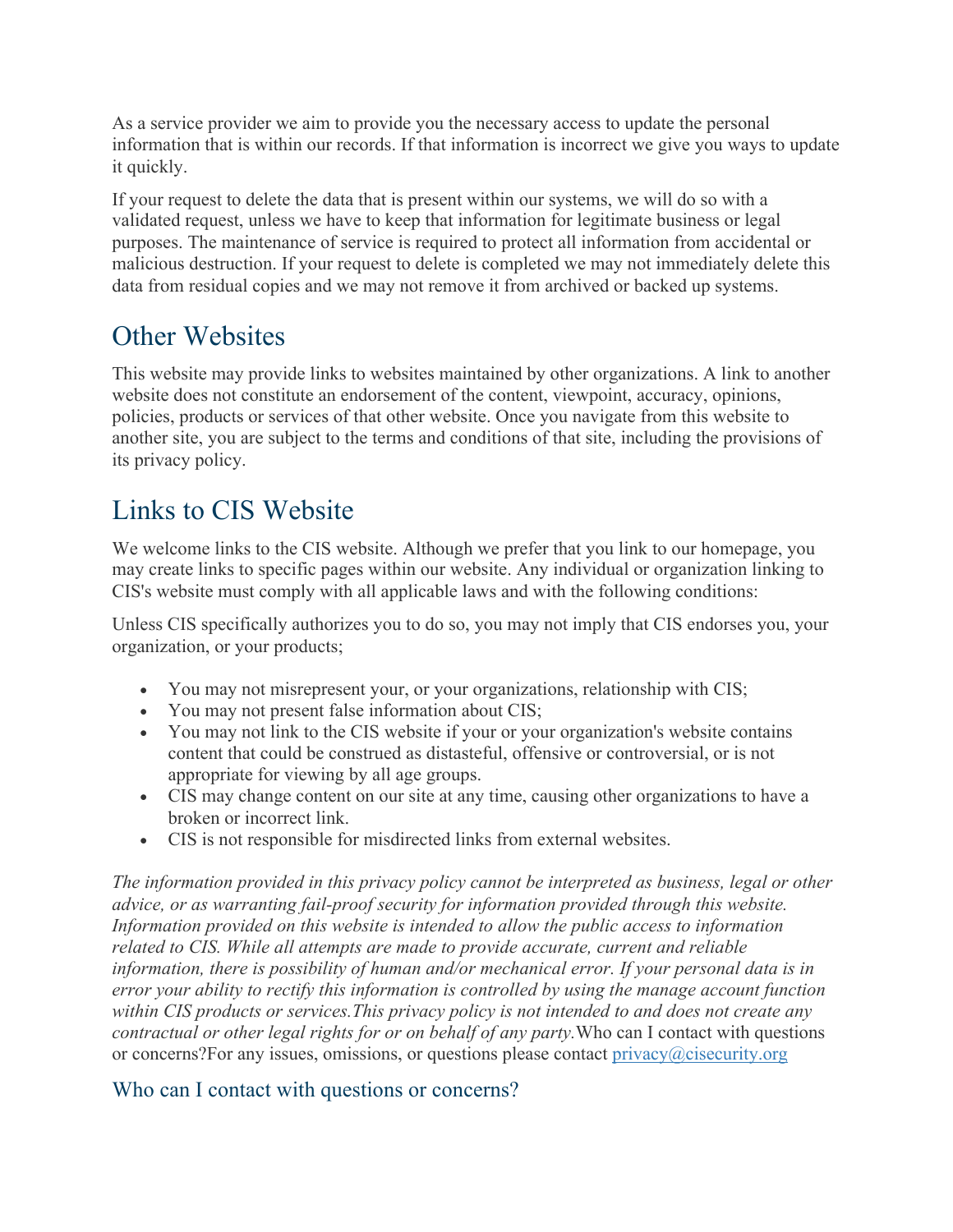As a service provider we aim to provide you the necessary access to update the personal information that is within our records. If that information is incorrect we give you ways to update it quickly.

If your request to delete the data that is present within our systems, we will do so with a validated request, unless we have to keep that information for legitimate business or legal purposes. The maintenance of service is required to protect all information from accidental or malicious destruction. If your request to delete is completed we may not immediately delete this data from residual copies and we may not remove it from archived or backed up systems.

## Other Websites

This website may provide links to websites maintained by other organizations. A link to another website does not constitute an endorsement of the content, viewpoint, accuracy, opinions, policies, products or services of that other website. Once you navigate from this website to another site, you are subject to the terms and conditions of that site, including the provisions of its privacy policy.

## Links to CIS Website

We welcome links to the CIS website. Although we prefer that you link to our homepage, you may create links to specific pages within our website. Any individual or organization linking to CIS's website must comply with all applicable laws and with the following conditions:

Unless CIS specifically authorizes you to do so, you may not imply that CIS endorses you, your organization, or your products;

- You may not misrepresent your, or your organizations, relationship with CIS;
- You may not present false information about CIS;
- You may not link to the CIS website if your or your organization's website contains content that could be construed as distasteful, offensive or controversial, or is not appropriate for viewing by all age groups.
- CIS may change content on our site at any time, causing other organizations to have a broken or incorrect link.
- CIS is not responsible for misdirected links from external websites.

*The information provided in this privacy policy cannot be interpreted as business, legal or other advice, or as warranting fail-proof security for information provided through this website. Information provided on this website is intended to allow the public access to information related to CIS. While all attempts are made to provide accurate, current and reliable information, there is possibility of human and/or mechanical error. If your personal data is in error your ability to rectify this information is controlled by using the manage account function within CIS products or services.This privacy policy is not intended to and does not create any contractual or other legal rights for or on behalf of any party.*Who can I contact with questions or concerns?For any issues, omissions, or questions please contact privacy@cisecurity.org

### Who can I contact with questions or concerns?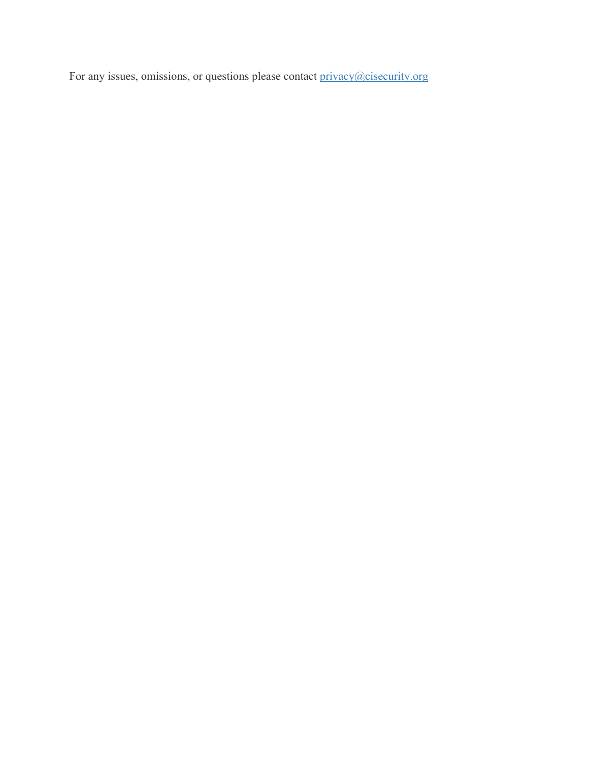For any issues, omissions, or questions please contact privacy@cisecurity.org